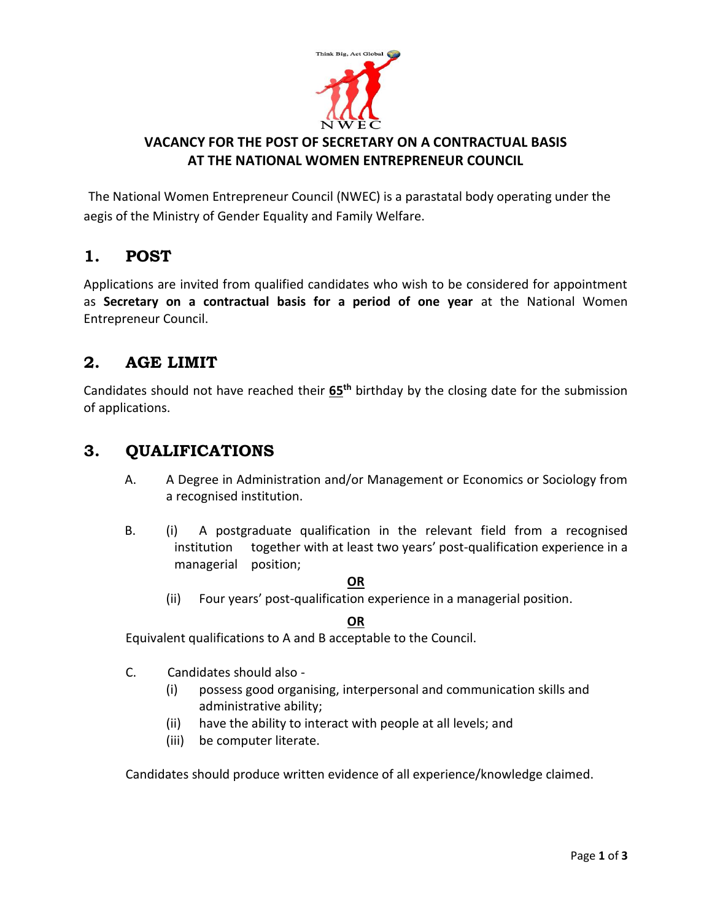# VACANCY FOR THE POST OF SECRETARY ON A CONTRACTUAL BASIS AT THE NATIONAL WOMEN ENTREPRENEUR COUNCIL

The National Women Entrepreneur Council (NWEC) is a parastatal body operating under the aegis of the Ministry of Gender Equality and Family Welfare.

## 1. POST

Applications are invited from qualified candidates who wish to be considered for appointment as **Secretary on a contractual basis for a period of one year** at the National Women Entrepreneur Council.

## 2. AGE LIMIT

Candidates should not have reached their **65th** birthday by the closing date for the submission of applications.

## 3. QUALIFICATIONS

A. A Degree in Administration and/or Management or Economics or Sociology from a recognised institution.

B. (i) A postgraduate qualification in the relevant field from a recognised institution together with at least two years' post-qualification experience in a managerial position;

**OR**

(ii) Four years' post-qualification experience in a managerial position.

**OR**

Equivalent qualifications to A and B acceptable to the Council.

C. Candidates should also -

(i) possess good organising, interpersonal and communication skills and administrative ability;

(ii) have the ability to interact with people at all levels; and

(iii) be computer literate.

Candidates should produce written evidence of all experience/knowledge claimed.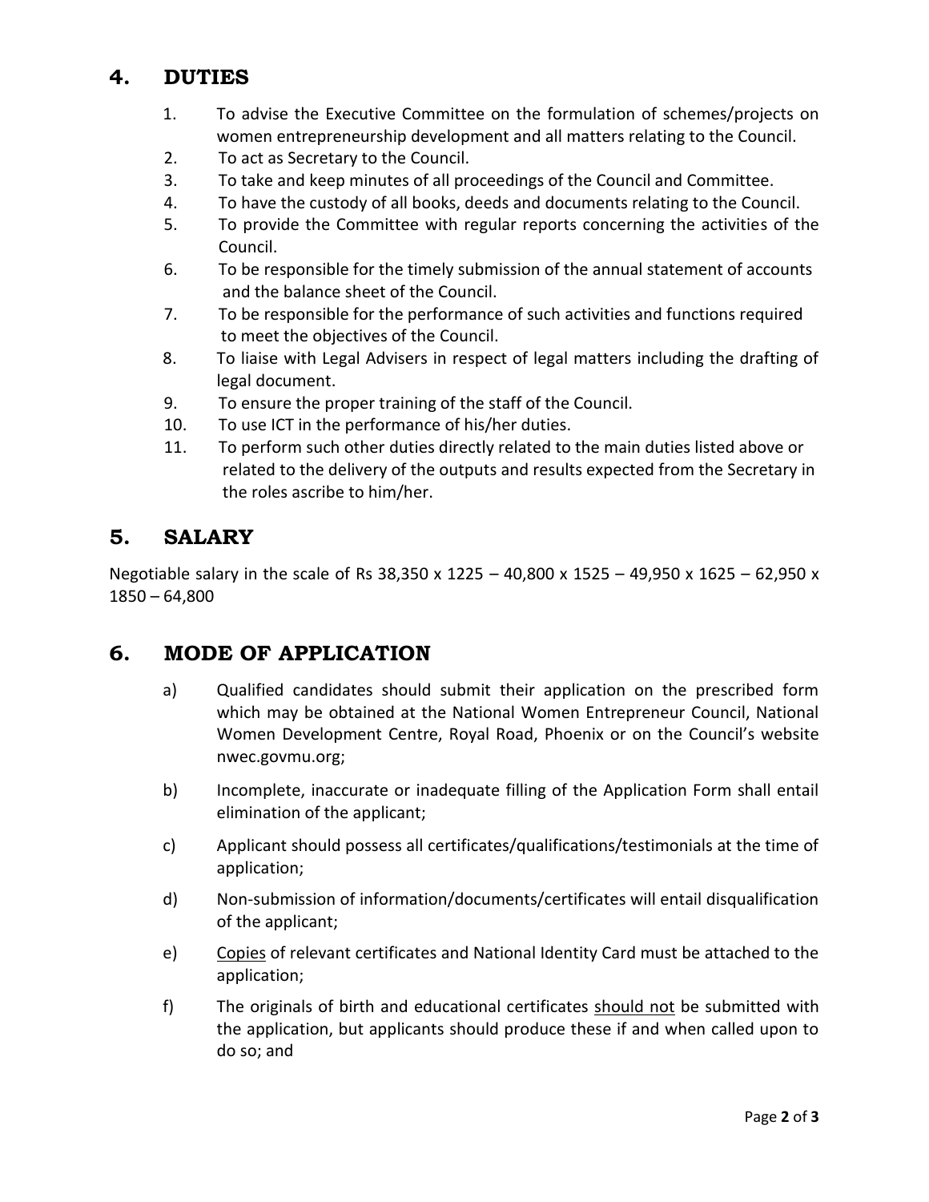## 4. DUTIES

1. To advise the Executive Committee on the formulation of schemes/projects on women entrepreneurship development and all matters relating to the Council.
2. To act as Secretary to the Council.
3. To take and keep minutes of all proceedings of the Council and Committee.
4. To have the custody of all books, deeds and documents relating to the Council.
5. To provide the Committee with regular reports concerning the activities of the Council.
6. To be responsible for the timely submission of the annual statement of accounts and the balance sheet of the Council.
7. To be responsible for the performance of such activities and functions required to meet the objectives of the Council.
8. To liaise with Legal Advisers in respect of legal matters including the drafting of legal document.
9. To ensure the proper training of the staff of the Council.
10. To use ICT in the performance of his/her duties.
11. To perform such other duties directly related to the main duties listed above or related to the delivery of the outputs and results expected from the Secretary in the roles ascribe to him/her.

## 5. SALARY

Negotiable salary in the scale of Rs 38,350 x 1225 – 40,800 x 1525 – 49,950 x 1625 – 62,950 x 1850 – 64,800

## 6. MODE OF APPLICATION

a) Qualified candidates should submit their application on the prescribed form which may be obtained at the National Women Entrepreneur Council, National Women Development Centre, Royal Road, Phoenix or on the Council's website nwec.govmu.org;

b) Incomplete, inaccurate or inadequate filling of the Application Form shall entail elimination of the applicant;

c) Applicant should possess all certificates/qualifications/testimonials at the time of application;

d) Non-submission of information/documents/certificates will entail disqualification of the applicant;

e) Copies of relevant certificates and National Identity Card must be attached to the application;

f) The originals of birth and educational certificates should not be submitted with the application, but applicants should produce these if and when called upon to do so; and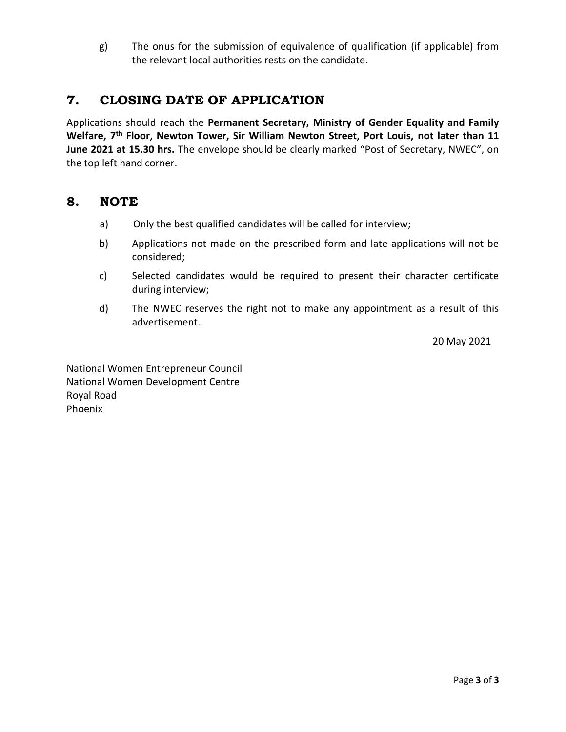g) The onus for the submission of equivalence of qualification (if applicable) from the relevant local authorities rests on the candidate.

## 7. CLOSING DATE OF APPLICATION

Applications should reach the **Permanent Secretary, Ministry of Gender Equality and Family Welfare, 7th Floor, Newton Tower, Sir William Newton Street, Port Louis, not later than 11 June 2021 at 15.30 hrs.** The envelope should be clearly marked "Post of Secretary, NWEC", on the top left hand corner.

## 8. NOTE

a) Only the best qualified candidates will be called for interview;

b) Applications not made on the prescribed form and late applications will not be considered;

c) Selected candidates would be required to present their character certificate during interview;

d) The NWEC reserves the right not to make any appointment as a result of this advertisement.

20 May 2021

National Women Entrepreneur Council
National Women Development Centre
Royal Road
Phoenix